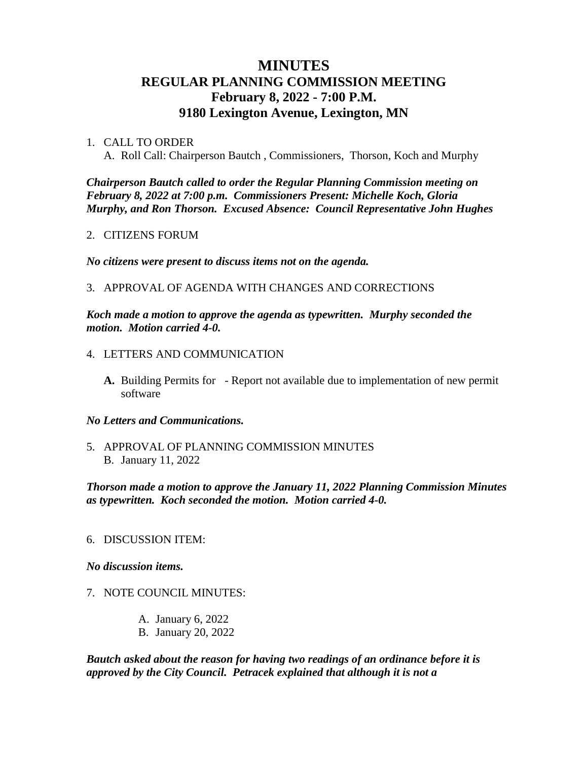# MINUTES
## REGULAR PLANNING COMMISSION MEETING
## February 8, 2022 - 7:00 P.M.
## 9180 Lexington Avenue, Lexington, MN

1. CALL TO ORDER
   A. Roll Call: Chairperson Bautch , Commissioners, Thorson, Koch and Murphy

***Chairperson Bautch called to order the Regular Planning Commission meeting on February 8, 2022 at 7:00 p.m. Commissioners Present: Michelle Koch, Gloria Murphy, and Ron Thorson. Excused Absence: Council Representative John Hughes***

2. CITIZENS FORUM

***No citizens were present to discuss items not on the agenda.***

3. APPROVAL OF AGENDA WITH CHANGES AND CORRECTIONS

***Koch made a motion to approve the agenda as typewritten. Murphy seconded the motion. Motion carried 4-0.***

4. LETTERS AND COMMUNICATION

   **A.** Building Permits for - Report not available due to implementation of new permit software

***No Letters and Communications.***

5. APPROVAL OF PLANNING COMMISSION MINUTES
   B. January 11, 2022

***Thorson made a motion to approve the January 11, 2022 Planning Commission Minutes as typewritten. Koch seconded the motion. Motion carried 4-0.***

6. DISCUSSION ITEM:

***No discussion items.***

7. NOTE COUNCIL MINUTES:

   A. January 6, 2022
   B. January 20, 2022

***Bautch asked about the reason for having two readings of an ordinance before it is approved by the City Council. Petracek explained that although it is not a***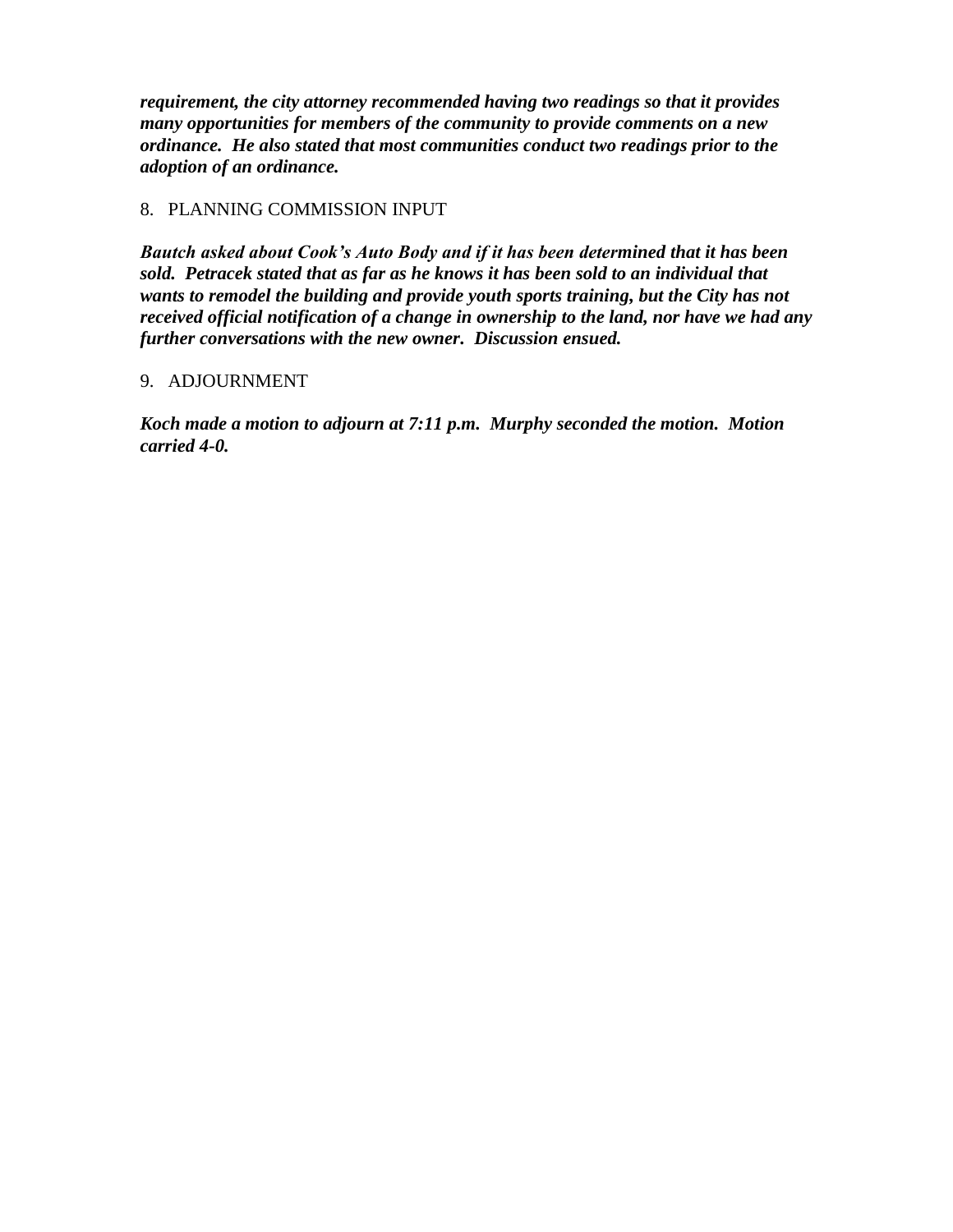***requirement, the city attorney recommended having two readings so that it provides many opportunities for members of the community to provide comments on a new ordinance. He also stated that most communities conduct two readings prior to the adoption of an ordinance.***

8. PLANNING COMMISSION INPUT

***Bautch asked about Cook's Auto Body and if it has been determined that it has been sold. Petracek stated that as far as he knows it has been sold to an individual that wants to remodel the building and provide youth sports training, but the City has not received official notification of a change in ownership to the land, nor have we had any further conversations with the new owner. Discussion ensued.***

9. ADJOURNMENT

***Koch made a motion to adjourn at 7:11 p.m. Murphy seconded the motion. Motion carried 4-0.***